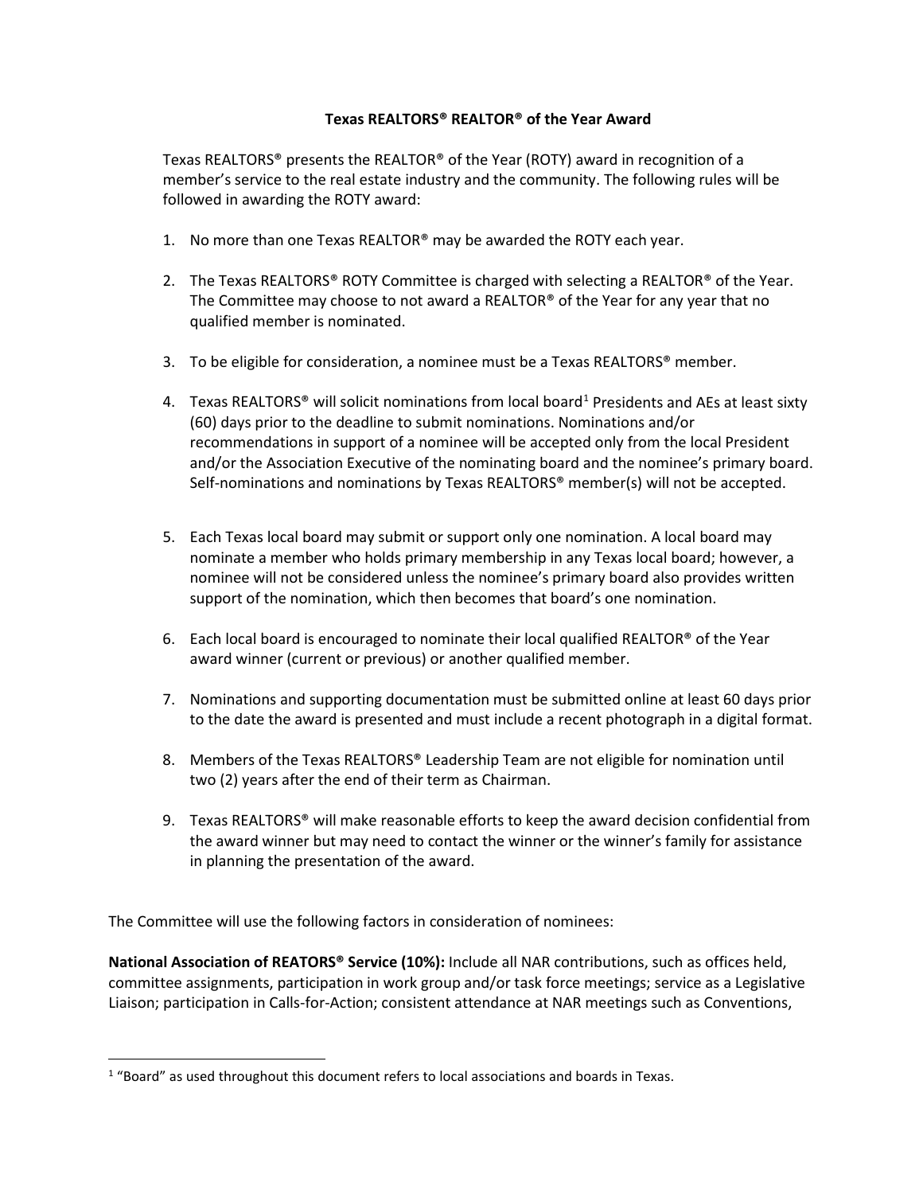# Texas REALTORS® REALTOR® of the Year Award

Texas REALTORS® presents the REALTOR® of the Year (ROTY) award in recognition of a member's service to the real estate industry and the community. The following rules will be followed in awarding the ROTY award:

1. No more than one Texas REALTOR® may be awarded the ROTY each year.

2. The Texas REALTORS® ROTY Committee is charged with selecting a REALTOR® of the Year. The Committee may choose to not award a REALTOR® of the Year for any year that no qualified member is nominated.

3. To be eligible for consideration, a nominee must be a Texas REALTORS® member.

4. Texas REALTORS® will solicit nominations from local board[1] Presidents and AEs at least sixty (60) days prior to the deadline to submit nominations. Nominations and/or recommendations in support of a nominee will be accepted only from the local President and/or the Association Executive of the nominating board and the nominee's primary board. Self-nominations and nominations by Texas REALTORS® member(s) will not be accepted.

5. Each Texas local board may submit or support only one nomination. A local board may nominate a member who holds primary membership in any Texas local board; however, a nominee will not be considered unless the nominee's primary board also provides written support of the nomination, which then becomes that board's one nomination.

6. Each local board is encouraged to nominate their local qualified REALTOR® of the Year award winner (current or previous) or another qualified member.

7. Nominations and supporting documentation must be submitted online at least 60 days prior to the date the award is presented and must include a recent photograph in a digital format.

8. Members of the Texas REALTORS® Leadership Team are not eligible for nomination until two (2) years after the end of their term as Chairman.

9. Texas REALTORS® will make reasonable efforts to keep the award decision confidential from the award winner but may need to contact the winner or the winner's family for assistance in planning the presentation of the award.

The Committee will use the following factors in consideration of nominees:

**National Association of REATORS® Service (10%):** Include all NAR contributions, such as offices held, committee assignments, participation in work group and/or task force meetings; service as a Legislative Liaison; participation in Calls-for-Action; consistent attendance at NAR meetings such as Conventions,

---

[1] "Board" as used throughout this document refers to local associations and boards in Texas.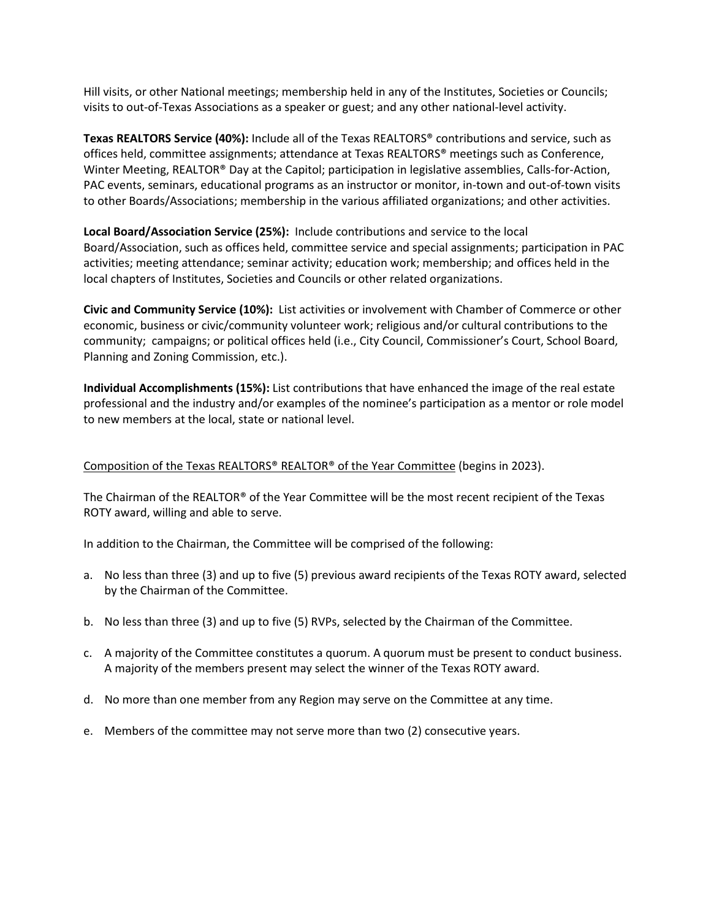Hill visits, or other National meetings; membership held in any of the Institutes, Societies or Councils; visits to out-of-Texas Associations as a speaker or guest; and any other national-level activity.

**Texas REALTORS Service (40%):** Include all of the Texas REALTORS® contributions and service, such as offices held, committee assignments; attendance at Texas REALTORS® meetings such as Conference, Winter Meeting, REALTOR® Day at the Capitol; participation in legislative assemblies, Calls-for-Action, PAC events, seminars, educational programs as an instructor or monitor, in-town and out-of-town visits to other Boards/Associations; membership in the various affiliated organizations; and other activities.

**Local Board/Association Service (25%):** Include contributions and service to the local Board/Association, such as offices held, committee service and special assignments; participation in PAC activities; meeting attendance; seminar activity; education work; membership; and offices held in the local chapters of Institutes, Societies and Councils or other related organizations.

**Civic and Community Service (10%):** List activities or involvement with Chamber of Commerce or other economic, business or civic/community volunteer work; religious and/or cultural contributions to the community; campaigns; or political offices held (i.e., City Council, Commissioner's Court, School Board, Planning and Zoning Commission, etc.).

**Individual Accomplishments (15%):** List contributions that have enhanced the image of the real estate professional and the industry and/or examples of the nominee's participation as a mentor or role model to new members at the local, state or national level.

<u>Composition of the Texas REALTORS® REALTOR® of the Year Committee</u> (begins in 2023).

The Chairman of the REALTOR® of the Year Committee will be the most recent recipient of the Texas ROTY award, willing and able to serve.

In addition to the Chairman, the Committee will be comprised of the following:

a. No less than three (3) and up to five (5) previous award recipients of the Texas ROTY award, selected by the Chairman of the Committee.

b. No less than three (3) and up to five (5) RVPs, selected by the Chairman of the Committee.

c. A majority of the Committee constitutes a quorum. A quorum must be present to conduct business. A majority of the members present may select the winner of the Texas ROTY award.

d. No more than one member from any Region may serve on the Committee at any time.

e. Members of the committee may not serve more than two (2) consecutive years.